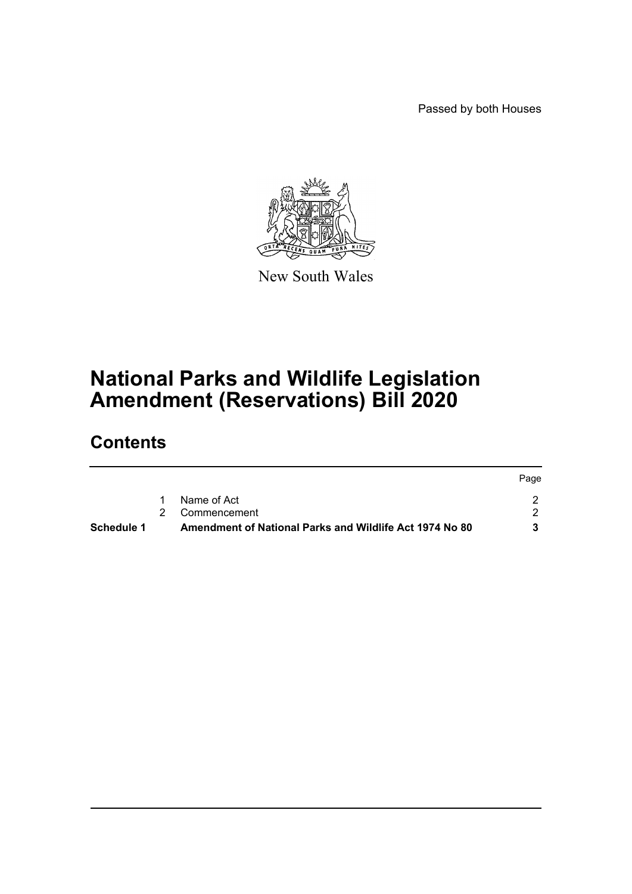Passed by both Houses

New South Wales

# National Parks and Wildlife Legislation Amendment (Reservations) Bill 2020

## Contents

| | | | Page |
|---|---|---|---|
| | 1 | Name of Act | 2 |
| | 2 | Commencement | 2 |
| **Schedule 1** | | **Amendment of National Parks and Wildlife Act 1974 No 80** | **3** |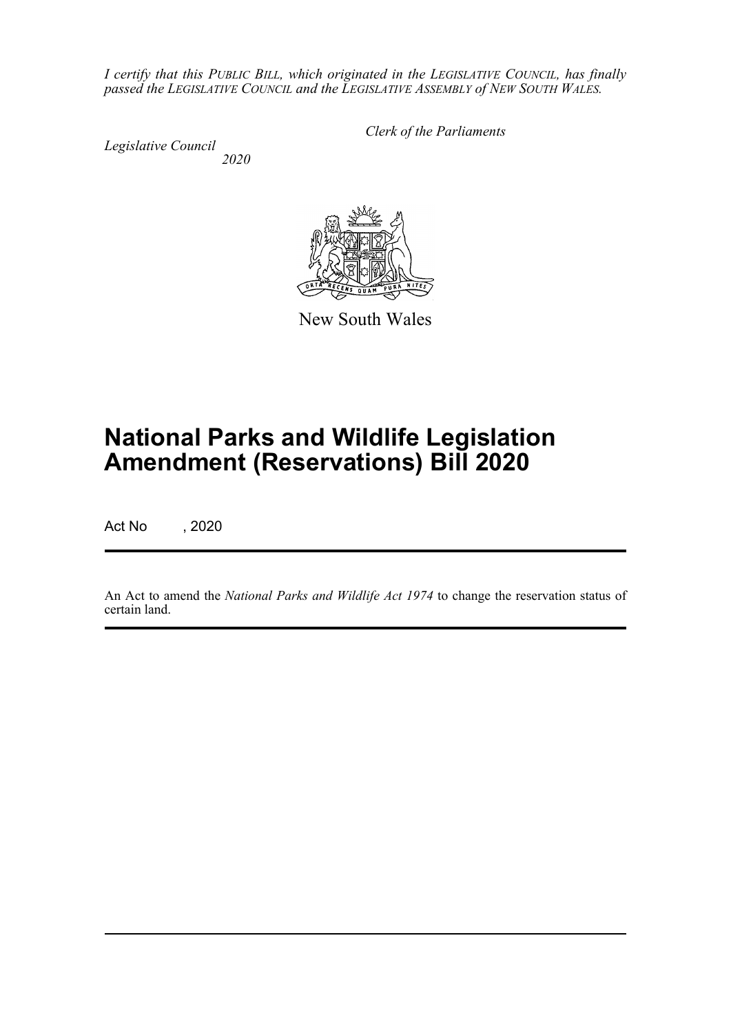*I certify that this PUBLIC BILL, which originated in the LEGISLATIVE COUNCIL, has finally passed the LEGISLATIVE COUNCIL and the LEGISLATIVE ASSEMBLY of NEW SOUTH WALES.*

*Clerk of the Parliaments*

*Legislative Council*
*2020*

New South Wales

# National Parks and Wildlife Legislation Amendment (Reservations) Bill 2020

Act No , 2020

An Act to amend the *National Parks and Wildlife Act 1974* to change the reservation status of certain land.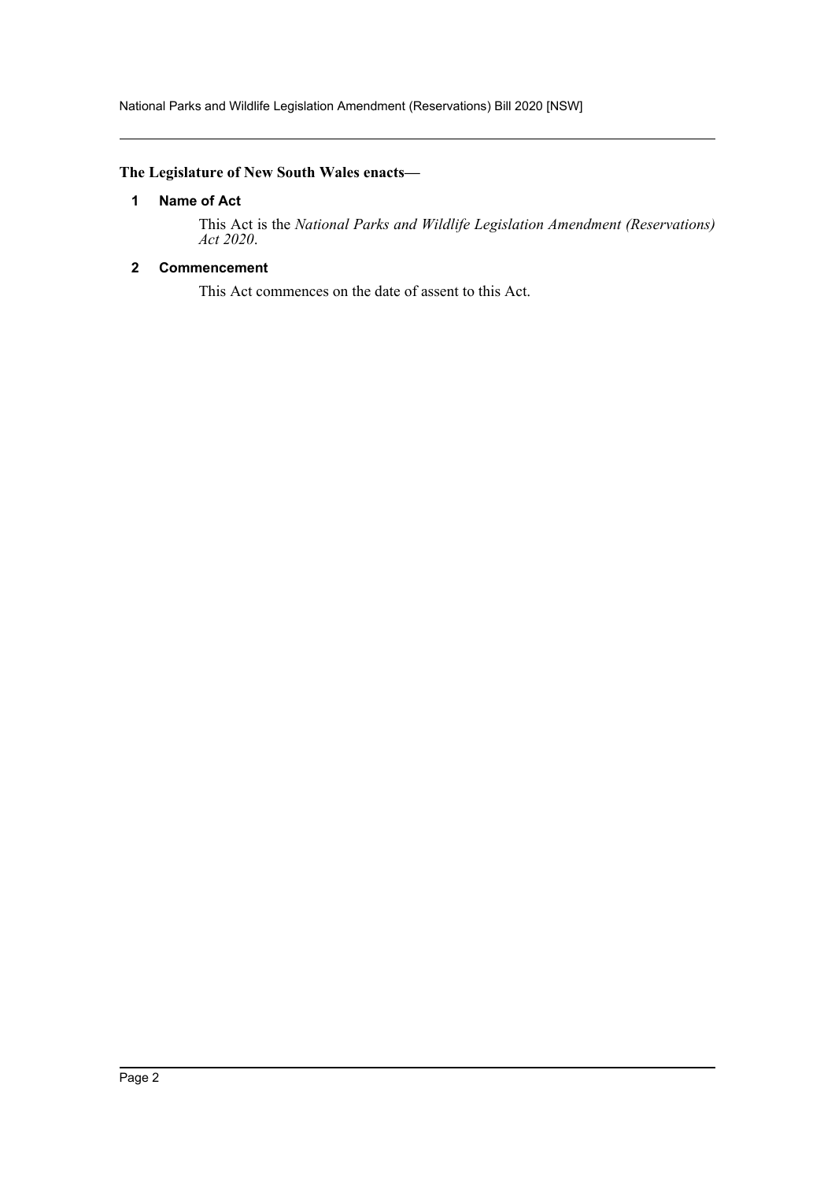**The Legislature of New South Wales enacts—**

## 1 Name of Act

This Act is the *National Parks and Wildlife Legislation Amendment (Reservations) Act 2020*.

## 2 Commencement

This Act commences on the date of assent to this Act.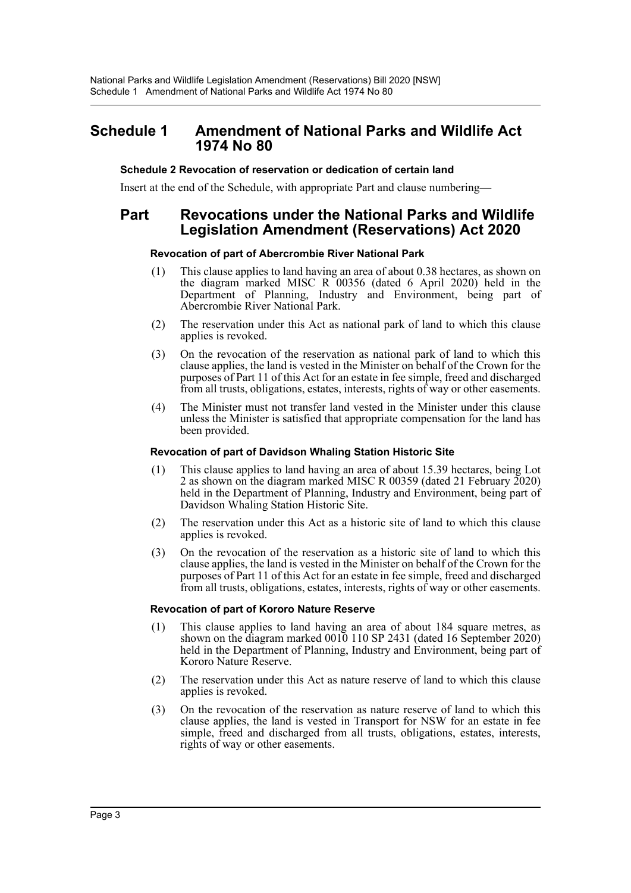# Schedule 1 Amendment of National Parks and Wildlife Act 1974 No 80

**Schedule 2 Revocation of reservation or dedication of certain land**

Insert at the end of the Schedule, with appropriate Part and clause numbering—

## Part Revocations under the National Parks and Wildlife Legislation Amendment (Reservations) Act 2020

**Revocation of part of Abercrombie River National Park**

(1) This clause applies to land having an area of about 0.38 hectares, as shown on the diagram marked MISC R 00356 (dated 6 April 2020) held in the Department of Planning, Industry and Environment, being part of Abercrombie River National Park.

(2) The reservation under this Act as national park of land to which this clause applies is revoked.

(3) On the revocation of the reservation as national park of land to which this clause applies, the land is vested in the Minister on behalf of the Crown for the purposes of Part 11 of this Act for an estate in fee simple, freed and discharged from all trusts, obligations, estates, interests, rights of way or other easements.

(4) The Minister must not transfer land vested in the Minister under this clause unless the Minister is satisfied that appropriate compensation for the land has been provided.

**Revocation of part of Davidson Whaling Station Historic Site**

(1) This clause applies to land having an area of about 15.39 hectares, being Lot 2 as shown on the diagram marked MISC R 00359 (dated 21 February 2020) held in the Department of Planning, Industry and Environment, being part of Davidson Whaling Station Historic Site.

(2) The reservation under this Act as a historic site of land to which this clause applies is revoked.

(3) On the revocation of the reservation as a historic site of land to which this clause applies, the land is vested in the Minister on behalf of the Crown for the purposes of Part 11 of this Act for an estate in fee simple, freed and discharged from all trusts, obligations, estates, interests, rights of way or other easements.

**Revocation of part of Kororo Nature Reserve**

(1) This clause applies to land having an area of about 184 square metres, as shown on the diagram marked 0010 110 SP 2431 (dated 16 September 2020) held in the Department of Planning, Industry and Environment, being part of Kororo Nature Reserve.

(2) The reservation under this Act as nature reserve of land to which this clause applies is revoked.

(3) On the revocation of the reservation as nature reserve of land to which this clause applies, the land is vested in Transport for NSW for an estate in fee simple, freed and discharged from all trusts, obligations, estates, interests, rights of way or other easements.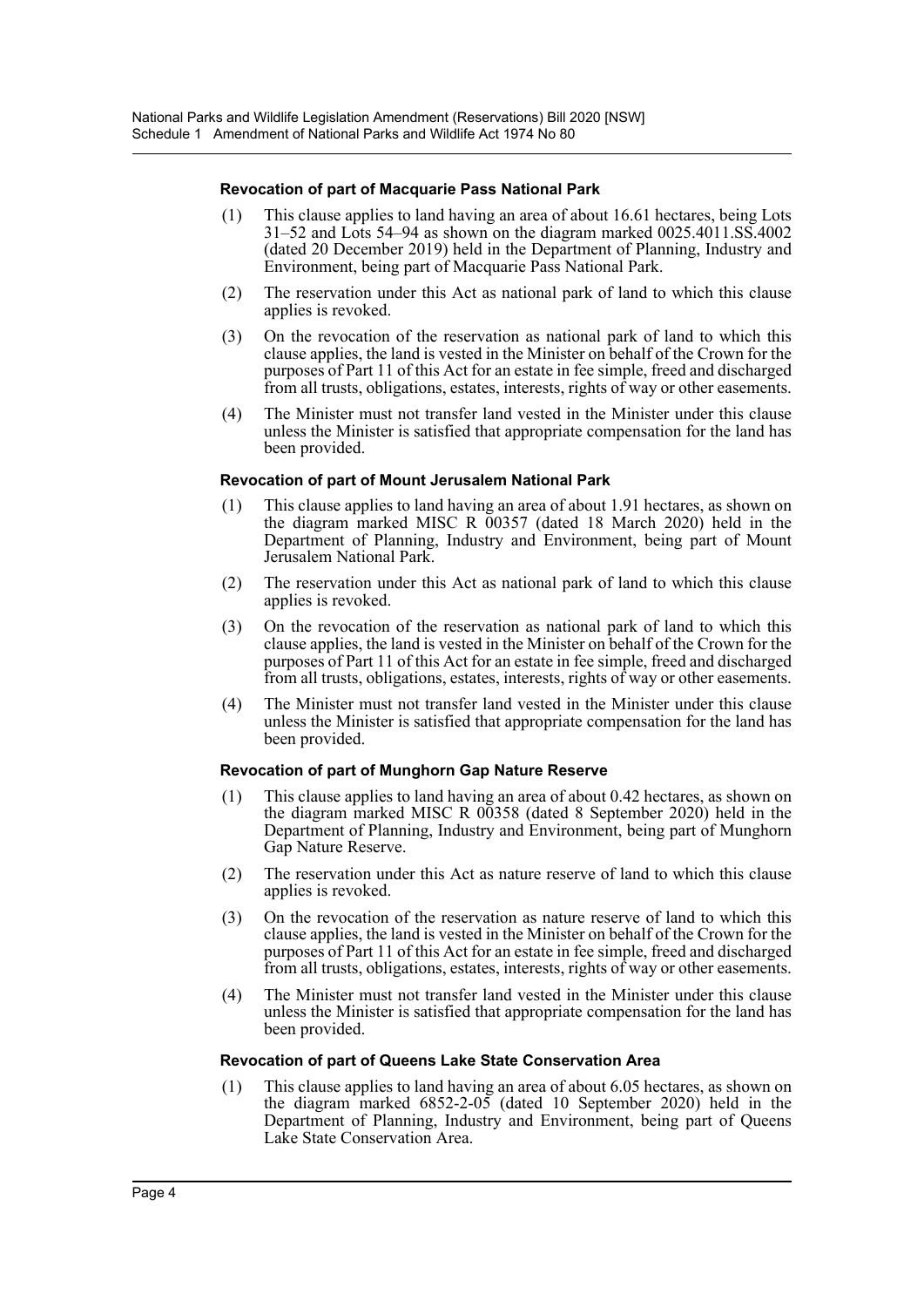#### Revocation of part of Macquarie Pass National Park

(1) This clause applies to land having an area of about 16.61 hectares, being Lots 31–52 and Lots 54–94 as shown on the diagram marked 0025.4011.SS.4002 (dated 20 December 2019) held in the Department of Planning, Industry and Environment, being part of Macquarie Pass National Park.

(2) The reservation under this Act as national park of land to which this clause applies is revoked.

(3) On the revocation of the reservation as national park of land to which this clause applies, the land is vested in the Minister on behalf of the Crown for the purposes of Part 11 of this Act for an estate in fee simple, freed and discharged from all trusts, obligations, estates, interests, rights of way or other easements.

(4) The Minister must not transfer land vested in the Minister under this clause unless the Minister is satisfied that appropriate compensation for the land has been provided.

#### Revocation of part of Mount Jerusalem National Park

(1) This clause applies to land having an area of about 1.91 hectares, as shown on the diagram marked MISC R 00357 (dated 18 March 2020) held in the Department of Planning, Industry and Environment, being part of Mount Jerusalem National Park.

(2) The reservation under this Act as national park of land to which this clause applies is revoked.

(3) On the revocation of the reservation as national park of land to which this clause applies, the land is vested in the Minister on behalf of the Crown for the purposes of Part 11 of this Act for an estate in fee simple, freed and discharged from all trusts, obligations, estates, interests, rights of way or other easements.

(4) The Minister must not transfer land vested in the Minister under this clause unless the Minister is satisfied that appropriate compensation for the land has been provided.

#### Revocation of part of Munghorn Gap Nature Reserve

(1) This clause applies to land having an area of about 0.42 hectares, as shown on the diagram marked MISC R 00358 (dated 8 September 2020) held in the Department of Planning, Industry and Environment, being part of Munghorn Gap Nature Reserve.

(2) The reservation under this Act as nature reserve of land to which this clause applies is revoked.

(3) On the revocation of the reservation as nature reserve of land to which this clause applies, the land is vested in the Minister on behalf of the Crown for the purposes of Part 11 of this Act for an estate in fee simple, freed and discharged from all trusts, obligations, estates, interests, rights of way or other easements.

(4) The Minister must not transfer land vested in the Minister under this clause unless the Minister is satisfied that appropriate compensation for the land has been provided.

#### Revocation of part of Queens Lake State Conservation Area

(1) This clause applies to land having an area of about 6.05 hectares, as shown on the diagram marked 6852-2-05 (dated 10 September 2020) held in the Department of Planning, Industry and Environment, being part of Queens Lake State Conservation Area.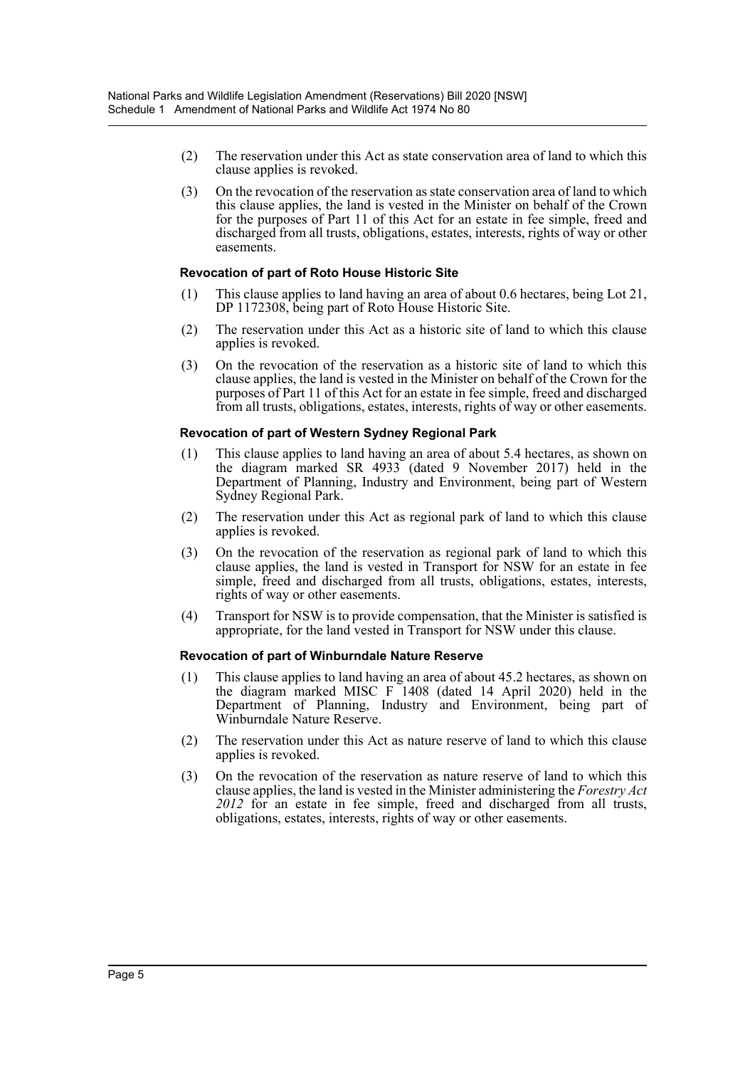(2) The reservation under this Act as state conservation area of land to which this clause applies is revoked.

(3) On the revocation of the reservation as state conservation area of land to which this clause applies, the land is vested in the Minister on behalf of the Crown for the purposes of Part 11 of this Act for an estate in fee simple, freed and discharged from all trusts, obligations, estates, interests, rights of way or other easements.

**Revocation of part of Roto House Historic Site**

(1) This clause applies to land having an area of about 0.6 hectares, being Lot 21, DP 1172308, being part of Roto House Historic Site.

(2) The reservation under this Act as a historic site of land to which this clause applies is revoked.

(3) On the revocation of the reservation as a historic site of land to which this clause applies, the land is vested in the Minister on behalf of the Crown for the purposes of Part 11 of this Act for an estate in fee simple, freed and discharged from all trusts, obligations, estates, interests, rights of way or other easements.

**Revocation of part of Western Sydney Regional Park**

(1) This clause applies to land having an area of about 5.4 hectares, as shown on the diagram marked SR 4933 (dated 9 November 2017) held in the Department of Planning, Industry and Environment, being part of Western Sydney Regional Park.

(2) The reservation under this Act as regional park of land to which this clause applies is revoked.

(3) On the revocation of the reservation as regional park of land to which this clause applies, the land is vested in Transport for NSW for an estate in fee simple, freed and discharged from all trusts, obligations, estates, interests, rights of way or other easements.

(4) Transport for NSW is to provide compensation, that the Minister is satisfied is appropriate, for the land vested in Transport for NSW under this clause.

**Revocation of part of Winburndale Nature Reserve**

(1) This clause applies to land having an area of about 45.2 hectares, as shown on the diagram marked MISC F 1408 (dated 14 April 2020) held in the Department of Planning, Industry and Environment, being part of Winburndale Nature Reserve.

(2) The reservation under this Act as nature reserve of land to which this clause applies is revoked.

(3) On the revocation of the reservation as nature reserve of land to which this clause applies, the land is vested in the Minister administering the *Forestry Act 2012* for an estate in fee simple, freed and discharged from all trusts, obligations, estates, interests, rights of way or other easements.